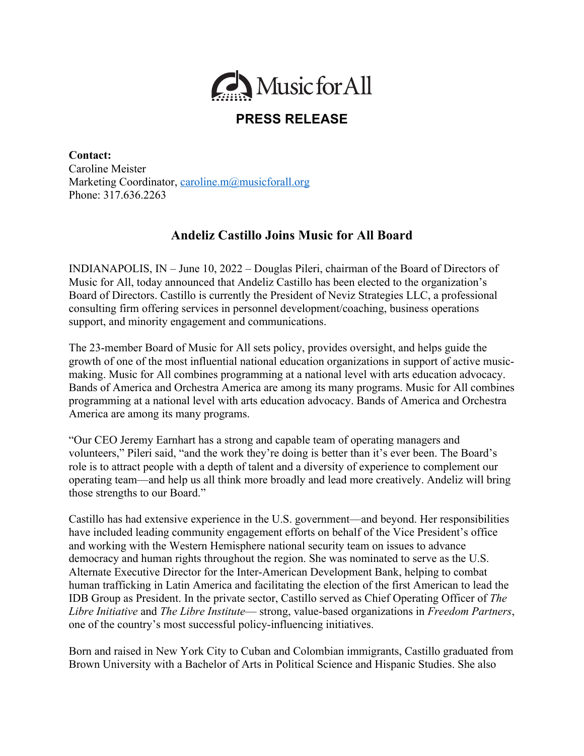Music for All

## PRESS RELEASE

**Contact:**
Caroline Meister
Marketing Coordinator, caroline.m@musicforall.org
Phone: 317.636.2263

# Andeliz Castillo Joins Music for All Board

INDIANAPOLIS, IN – June 10, 2022 – Douglas Pileri, chairman of the Board of Directors of Music for All, today announced that Andeliz Castillo has been elected to the organization's Board of Directors. Castillo is currently the President of Neviz Strategies LLC, a professional consulting firm offering services in personnel development/coaching, business operations support, and minority engagement and communications.

The 23-member Board of Music for All sets policy, provides oversight, and helps guide the growth of one of the most influential national education organizations in support of active music-making. Music for All combines programming at a national level with arts education advocacy. Bands of America and Orchestra America are among its many programs. Music for All combines programming at a national level with arts education advocacy. Bands of America and Orchestra America are among its many programs.

"Our CEO Jeremy Earnhart has a strong and capable team of operating managers and volunteers," Pileri said, "and the work they're doing is better than it's ever been. The Board's role is to attract people with a depth of talent and a diversity of experience to complement our operating team—and help us all think more broadly and lead more creatively. Andeliz will bring those strengths to our Board."

Castillo has had extensive experience in the U.S. government—and beyond. Her responsibilities have included leading community engagement efforts on behalf of the Vice President's office and working with the Western Hemisphere national security team on issues to advance democracy and human rights throughout the region. She was nominated to serve as the U.S. Alternate Executive Director for the Inter-American Development Bank, helping to combat human trafficking in Latin America and facilitating the election of the first American to lead the IDB Group as President. In the private sector, Castillo served as Chief Operating Officer of *The Libre Initiative* and *The Libre Institute*— strong, value-based organizations in *Freedom Partners*, one of the country's most successful policy-influencing initiatives.

Born and raised in New York City to Cuban and Colombian immigrants, Castillo graduated from Brown University with a Bachelor of Arts in Political Science and Hispanic Studies. She also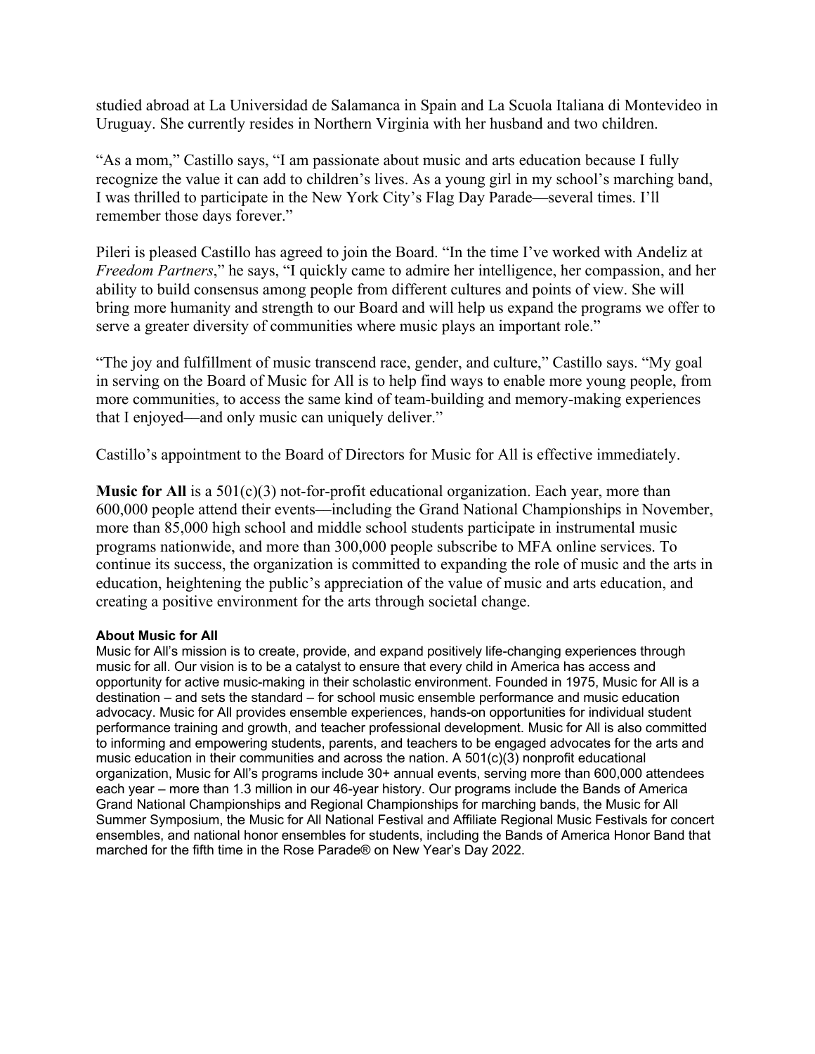studied abroad at La Universidad de Salamanca in Spain and La Scuola Italiana di Montevideo in Uruguay. She currently resides in Northern Virginia with her husband and two children.

"As a mom," Castillo says, "I am passionate about music and arts education because I fully recognize the value it can add to children's lives. As a young girl in my school's marching band, I was thrilled to participate in the New York City's Flag Day Parade—several times. I'll remember those days forever."

Pileri is pleased Castillo has agreed to join the Board. "In the time I've worked with Andeliz at *Freedom Partners*," he says, "I quickly came to admire her intelligence, her compassion, and her ability to build consensus among people from different cultures and points of view. She will bring more humanity and strength to our Board and will help us expand the programs we offer to serve a greater diversity of communities where music plays an important role."

"The joy and fulfillment of music transcend race, gender, and culture," Castillo says. "My goal in serving on the Board of Music for All is to help find ways to enable more young people, from more communities, to access the same kind of team-building and memory-making experiences that I enjoyed—and only music can uniquely deliver."

Castillo's appointment to the Board of Directors for Music for All is effective immediately.

**Music for All** is a 501(c)(3) not-for-profit educational organization. Each year, more than 600,000 people attend their events—including the Grand National Championships in November, more than 85,000 high school and middle school students participate in instrumental music programs nationwide, and more than 300,000 people subscribe to MFA online services. To continue its success, the organization is committed to expanding the role of music and the arts in education, heightening the public's appreciation of the value of music and arts education, and creating a positive environment for the arts through societal change.

**About Music for All**

Music for All's mission is to create, provide, and expand positively life-changing experiences through music for all. Our vision is to be a catalyst to ensure that every child in America has access and opportunity for active music-making in their scholastic environment. Founded in 1975, Music for All is a destination – and sets the standard – for school music ensemble performance and music education advocacy. Music for All provides ensemble experiences, hands-on opportunities for individual student performance training and growth, and teacher professional development. Music for All is also committed to informing and empowering students, parents, and teachers to be engaged advocates for the arts and music education in their communities and across the nation. A 501(c)(3) nonprofit educational organization, Music for All's programs include 30+ annual events, serving more than 600,000 attendees each year – more than 1.3 million in our 46-year history. Our programs include the Bands of America Grand National Championships and Regional Championships for marching bands, the Music for All Summer Symposium, the Music for All National Festival and Affiliate Regional Music Festivals for concert ensembles, and national honor ensembles for students, including the Bands of America Honor Band that marched for the fifth time in the Rose Parade® on New Year's Day 2022.